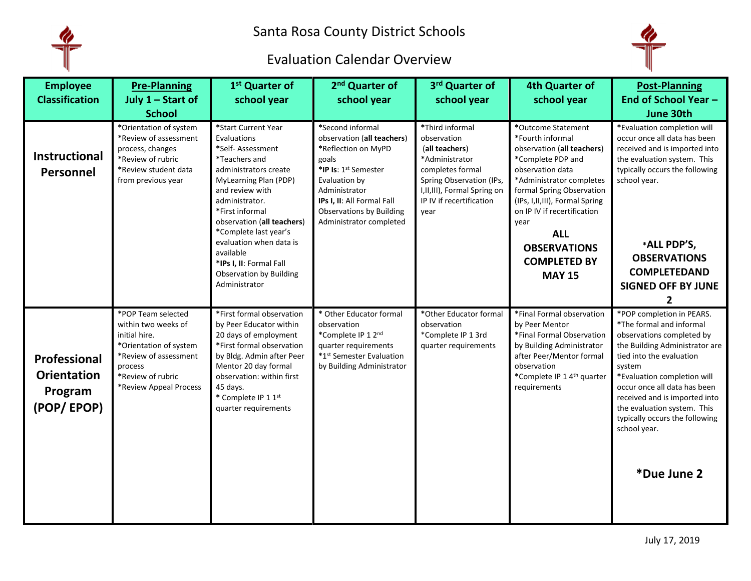# Santa Rosa County District Schools

## Evaluation Calendar Overview

| Employee Classification | Pre-Planning July 1 – Start of School | 1st Quarter of school year | 2nd Quarter of school year | 3rd Quarter of school year | 4th Quarter of school year | Post-Planning End of School Year – June 30th |
|---|---|---|---|---|---|---|
| **Instructional Personnel** | *Orientation of system<br>*Review of assessment process, changes<br>*Review of rubric<br>*Review student data from previous year | *Start Current Year Evaluations<br>*Self- Assessment<br>*Teachers and administrators create MyLearning Plan (PDP) and review with administrator.<br>*First informal observation (**all teachers**)<br>*Complete last year's evaluation when data is available<br>***IPs I, II**: Formal Fall Observation by Building Administrator | *Second informal observation (**all teachers**)<br>*Reflection on MyPD goals<br>***IP Is**: 1st Semester Evaluation by Administrator<br>**IPs I, II**: All Formal Fall Observations by Building Administrator completed | *Third informal observation (**all teachers**)<br>*Administrator completes formal Spring Observation (IPs, I,II,III), Formal Spring on IP IV if recertification year | *Outcome Statement<br>*Fourth informal observation (**all teachers**)<br>*Complete PDP and observation data<br>*Administrator completes formal Spring Observation (IPs, I,II,III), Formal Spring on IP IV if recertification year<br>**ALL OBSERVATIONS COMPLETED BY MAY 15** | *Evaluation completion will occur once all data has been received and is imported into the evaluation system. This typically occurs the following school year.<br>***ALL PDP'S, OBSERVATIONS COMPLETEDAND SIGNED OFF BY JUNE 2** |
| **Professional Orientation Program (POP/ EPOP)** | *POP Team selected within two weeks of initial hire.<br>*Orientation of system<br>*Review of assessment process<br>*Review of rubric<br>*Review Appeal Process | *First formal observation by Peer Educator within 20 days of employment<br>*First formal observation by Bldg. Admin after Peer Mentor 20 day formal observation: within first 45 days.<br>* Complete IP 1 1st quarter requirements | * Other Educator formal observation<br>*Complete IP 1 2nd quarter requirements<br>*1st Semester Evaluation by Building Administrator | *Other Educator formal observation<br>*Complete IP 1 3rd quarter requirements | *Final Formal observation by Peer Mentor<br>*Final Formal Observation by Building Administrator after Peer/Mentor formal observation<br>*Complete IP 1 4th quarter requirements | *POP completion in PEARS.<br>*The formal and informal observations completed by the Building Administrator are tied into the evaluation system<br>*Evaluation completion will occur once all data has been received and is imported into the evaluation system. This typically occurs the following school year.<br>***Due June 2** |

July 17, 2019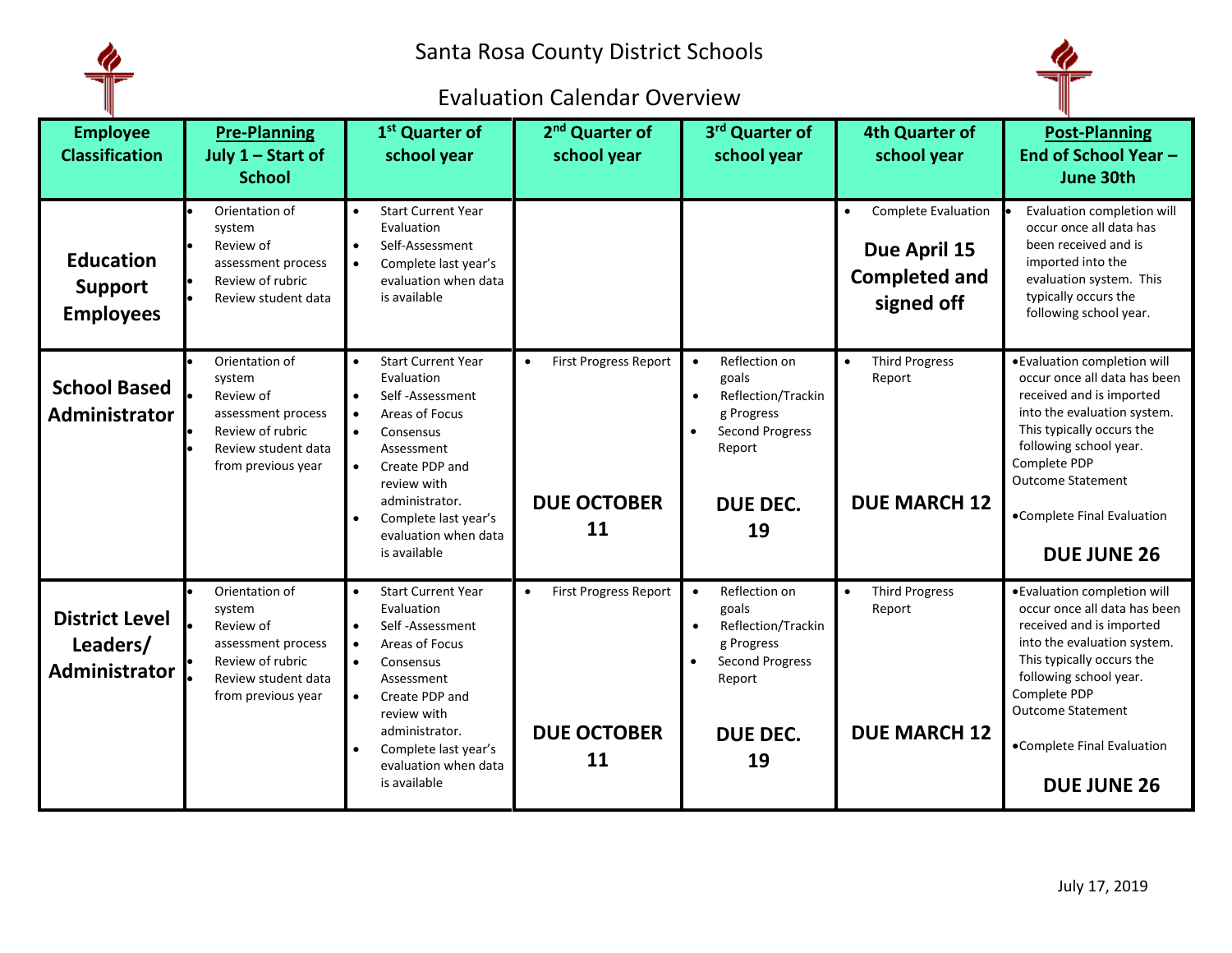# Santa Rosa County District Schools

## Evaluation Calendar Overview

| Employee Classification | Pre-Planning July 1 – Start of School | 1st Quarter of school year | 2nd Quarter of school year | 3rd Quarter of school year | 4th Quarter of school year | Post-Planning End of School Year – June 30th |
|---|---|---|---|---|---|---|
| **Education Support Employees** | • Orientation of system<br>• Review of assessment process<br>• Review of rubric<br>• Review student data | • Start Current Year Evaluation<br>• Self-Assessment<br>• Complete last year's evaluation when data is available | | | • Complete Evaluation<br>**Due April 15 Completed and signed off** | • Evaluation completion will occur once all data has been received and is imported into the evaluation system. This typically occurs the following school year. |
| **School Based Administrator** | • Orientation of system<br>• Review of assessment process<br>• Review of rubric<br>• Review student data from previous year | • Start Current Year Evaluation<br>• Self -Assessment<br>• Areas of Focus<br>• Consensus Assessment<br>• Create PDP and review with administrator.<br>• Complete last year's evaluation when data is available | • First Progress Report<br>**DUE OCTOBER 11** | • Reflection on goals<br>• Reflection/Tracking Progress<br>• Second Progress Report<br>**DUE DEC. 19** | • Third Progress Report<br>**DUE MARCH 12** | • Evaluation completion will occur once all data has been received and is imported into the evaluation system. This typically occurs the following school year.<br>Complete PDP Outcome Statement<br>• Complete Final Evaluation<br>**DUE JUNE 26** |
| **District Level Leaders/ Administrator** | • Orientation of system<br>• Review of assessment process<br>• Review of rubric<br>• Review student data from previous year | • Start Current Year Evaluation<br>• Self -Assessment<br>• Areas of Focus<br>• Consensus Assessment<br>• Create PDP and review with administrator.<br>• Complete last year's evaluation when data is available | • First Progress Report<br>**DUE OCTOBER 11** | • Reflection on goals<br>• Reflection/Tracking Progress<br>• Second Progress Report<br>**DUE DEC. 19** | • Third Progress Report<br>**DUE MARCH 12** | • Evaluation completion will occur once all data has been received and is imported into the evaluation system. This typically occurs the following school year.<br>Complete PDP Outcome Statement<br>• Complete Final Evaluation<br>**DUE JUNE 26** |

July 17, 2019